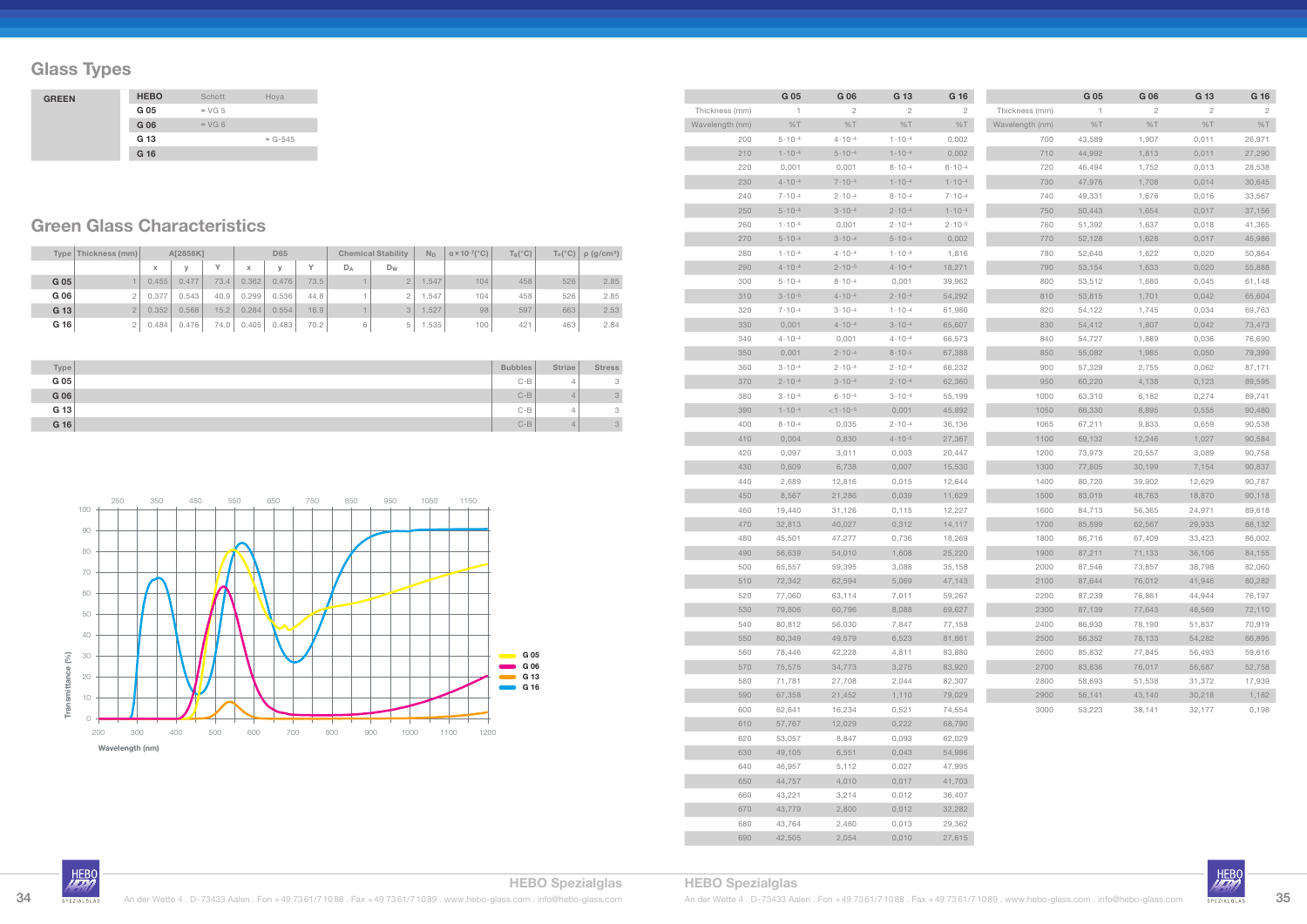## Glass Types

| GREEN | HEBO | Schott | Hoya |
|---|---|---|---|
| | G 05 | ≈ VG 5 | |
| | G 06 | ≈ VG 6 | |
| | G 13 | | ≈ G-545 |
| | G 16 | | |

## Green Glass Characteristics

| Type | Thickness (mm) | A[2856K] | | | D65 | | | Chemical Stability | | $N_D$ | $\alpha \times 10^{-7}$(°C) | $T_g$(°C) | $T_s$(°C) | ρ (g/cm³) |
|---|---|---|---|---|---|---|---|---|---|---|---|---|---|---|
| | | x | y | Y | x | y | Y | $D_A$ | $D_W$ | | | | | |
| G 05 | 1 | 0.455 | 0.477 | 73.4 | 0.362 | 0.476 | 73.5 | 1 | 2 | 1.547 | 104 | 458 | 526 | 2.85 |
| G 06 | 2 | 0.377 | 0.543 | 40.9 | 0.299 | 0.536 | 44.8 | 1 | 2 | 1.547 | 104 | 458 | 526 | 2.85 |
| G 13 | 2 | 0.352 | 0.568 | 15.2 | 0.284 | 0.554 | 16.9 | 1 | 3 | 1.527 | 98 | 597 | 663 | 2.53 |
| G 16 | 2 | 0.484 | 0.476 | 74.0 | 0.405 | 0.483 | 70.2 | 6 | 5 | 1.535 | 100 | 421 | 463 | 2.84 |

| Type | Bubbles | Striae | Stress |
|---|---|---|---|
| G 05 | C-B | 4 | 3 |
| G 06 | C-B | 4 | 3 |
| G 13 | C-B | 4 | 3 |
| G 16 | C-B | 4 | 3 |

| | G 05 | G 06 | G 13 | G 16 |
|---|---|---|---|---|
| Thickness (mm) | 1 | 2 | 2 | 2 |
| Wavelength (nm) | %T | %T | %T | %T |
| 200 | $5 \cdot 10^{-4}$ | $4 \cdot 10^{-4}$ | $1 \cdot 10^{-4}$ | 0,002 |
| 210 | $1 \cdot 10^{-4}$ | $5 \cdot 10^{-4}$ | $1 \cdot 10^{-4}$ | 0,002 |
| 220 | 0,001 | 0,001 | $8 \cdot 10^{-4}$ | $6 \cdot 10^{-4}$ |
| 230 | $4 \cdot 10^{-4}$ | $7 \cdot 10^{-4}$ | $1 \cdot 10^{-4}$ | $1 \cdot 10^{-4}$ |
| 240 | $7 \cdot 10^{-4}$ | $2 \cdot 10^{-4}$ | $8 \cdot 10^{-4}$ | $7 \cdot 10^{-4}$ |
| 250 | $5 \cdot 10^{-4}$ | $3 \cdot 10^{-4}$ | $2 \cdot 10^{-4}$ | $1 \cdot 10^{-4}$ |
| 260 | $1 \cdot 10^{-4}$ | 0,001 | $2 \cdot 10^{-4}$ | $2 \cdot 10^{-5}$ |
| 270 | $5 \cdot 10^{-4}$ | $3 \cdot 10^{-4}$ | $5 \cdot 10^{-4}$ | 0,002 |
| 280 | $1 \cdot 10^{-4}$ | $4 \cdot 10^{-4}$ | $1 \cdot 10^{-4}$ | 1,816 |
| 290 | $4 \cdot 10^{-4}$ | $2 \cdot 10^{-5}$ | $4 \cdot 10^{-4}$ | 18,271 |
| 300 | $5 \cdot 10^{-4}$ | $8 \cdot 10^{-4}$ | 0,001 | 39,962 |
| 310 | $3 \cdot 10^{-5}$ | $4 \cdot 10^{-4}$ | $2 \cdot 10^{-4}$ | 54,292 |
| 320 | $7 \cdot 10^{-4}$ | $3 \cdot 10^{-4}$ | $1 \cdot 10^{-4}$ | 61,980 |
| 330 | 0,001 | $4 \cdot 10^{-4}$ | $3 \cdot 10^{-4}$ | 65,607 |
| 340 | $4 \cdot 10^{-4}$ | 0,001 | $4 \cdot 10^{-4}$ | 66,573 |
| 350 | 0,001 | $2 \cdot 10^{-4}$ | $8 \cdot 10^{-5}$ | 67,388 |
| 360 | $3 \cdot 10^{-4}$ | $2 \cdot 10^{-4}$ | $2 \cdot 10^{-4}$ | 66,232 |
| 370 | $2 \cdot 10^{-4}$ | $3 \cdot 10^{-4}$ | $2 \cdot 10^{-4}$ | 62,360 |
| 380 | $3 \cdot 10^{-4}$ | $6 \cdot 10^{-4}$ | $3 \cdot 10^{-4}$ | 55,199 |
| 390 | $1 \cdot 10^{-4}$ | $<1 \cdot 10^{-5}$ | 0,001 | 45,892 |
| 400 | $8 \cdot 10^{-4}$ | 0,035 | $2 \cdot 10^{-4}$ | 36,136 |
| 410 | 0,004 | 0,830 | $4 \cdot 10^{-5}$ | 27,367 |
| 420 | 0,097 | 3,011 | 0,003 | 20,447 |
| 430 | 0,609 | 6,738 | 0,007 | 15,530 |
| 440 | 2,689 | 12,816 | 0,015 | 12,644 |
| 450 | 8,567 | 21,286 | 0,039 | 11,629 |
| 460 | 19,440 | 31,126 | 0,115 | 12,227 |
| 470 | 32,813 | 40,027 | 0,312 | 14,117 |
| 480 | 45,501 | 47,277 | 0,736 | 18,269 |
| 490 | 56,639 | 54,010 | 1,608 | 25,220 |
| 500 | 65,557 | 59,395 | 3,088 | 35,158 |
| 510 | 72,342 | 62,594 | 5,069 | 47,143 |
| 520 | 77,060 | 63,114 | 7,011 | 59,267 |
| 530 | 79,806 | 60,796 | 8,088 | 69,627 |
| 540 | 80,812 | 56,030 | 7,847 | 77,158 |
| 550 | 80,349 | 49,579 | 6,523 | 81,861 |
| 560 | 78,446 | 42,228 | 4,811 | 83,880 |
| 570 | 75,575 | 34,773 | 3,275 | 83,920 |
| 580 | 71,781 | 27,708 | 2,044 | 82,307 |
| 590 | 67,358 | 21,452 | 1,110 | 79,029 |
| 600 | 62,641 | 16,234 | 0,521 | 74,554 |
| 610 | 57,767 | 12,029 | 0,222 | 68,790 |
| 620 | 53,057 | 8,847 | 0,093 | 62,029 |
| 630 | 49,105 | 6,551 | 0,043 | 54,986 |
| 640 | 46,957 | 5,112 | 0,027 | 47,995 |
| 650 | 44,757 | 4,010 | 0,017 | 41,703 |
| 660 | 43,221 | 3,214 | 0,012 | 36,407 |
| 670 | 43,779 | 2,800 | 0,012 | 32,282 |
| 680 | 43,764 | 2,460 | 0,013 | 29,362 |
| 690 | 42,505 | 2,054 | 0,010 | 27,615 |
| 700 | 43,589 | 1,907 | 0,011 | 26,971 |
| 710 | 44,992 | 1,813 | 0,011 | 27,290 |
| 720 | 46,494 | 1,752 | 0,013 | 28,538 |
| 730 | 47,976 | 1,708 | 0,014 | 30,645 |
| 740 | 49,331 | 1,676 | 0,016 | 33,567 |
| 750 | 50,443 | 1,654 | 0,017 | 37,156 |
| 760 | 51,392 | 1,637 | 0,018 | 41,365 |
| 770 | 52,128 | 1,628 | 0,017 | 45,986 |
| 780 | 52,640 | 1,622 | 0,020 | 50,864 |
| 790 | 53,154 | 1,633 | 0,020 | 55,888 |
| 800 | 53,512 | 1,680 | 0,045 | 61,148 |
| 810 | 53,815 | 1,701 | 0,042 | 65,604 |
| 820 | 54,122 | 1,745 | 0,034 | 69,763 |
| 830 | 54,412 | 1,807 | 0,042 | 73,473 |
| 840 | 54,727 | 1,889 | 0,036 | 76,690 |
| 850 | 55,082 | 1,985 | 0,050 | 79,399 |
| 900 | 57,329 | 2,755 | 0,062 | 87,171 |
| 950 | 60,220 | 4,138 | 0,123 | 89,595 |
| 1000 | 63,310 | 6,182 | 0,274 | 89,741 |
| 1050 | 66,330 | 8,895 | 0,555 | 90,480 |
| 1065 | 67,211 | 9,833 | 0,659 | 90,538 |
| 1100 | 69,132 | 12,246 | 1,027 | 90,584 |
| 1200 | 73,973 | 20,557 | 3,089 | 90,758 |
| 1300 | 77,805 | 30,199 | 7,154 | 90,837 |
| 1400 | 80,720 | 39,902 | 12,629 | 90,787 |
| 1500 | 83,019 | 48,763 | 18,870 | 90,118 |
| 1600 | 84,713 | 56,365 | 24,971 | 89,618 |
| 1700 | 85,899 | 62,567 | 29,933 | 88,132 |
| 1800 | 86,716 | 67,409 | 33,423 | 86,002 |
| 1900 | 87,211 | 71,133 | 36,106 | 84,155 |
| 2000 | 87,546 | 73,857 | 38,798 | 82,060 |
| 2100 | 87,644 | 76,012 | 41,946 | 80,282 |
| 2200 | 87,239 | 76,861 | 44,944 | 76,197 |
| 2300 | 87,139 | 77,643 | 48,569 | 72,110 |
| 2400 | 86,930 | 78,190 | 51,837 | 70,919 |
| 2500 | 86,352 | 78,133 | 54,282 | 66,895 |
| 2600 | 85,832 | 77,845 | 56,493 | 59,616 |
| 2700 | 83,836 | 76,017 | 56,687 | 52,758 |
| 2800 | 58,693 | 51,538 | 31,372 | 17,939 |
| 2900 | 56,141 | 43,140 | 30,218 | 1,182 |
| 3000 | 53,223 | 38,141 | 32,177 | 0,198 |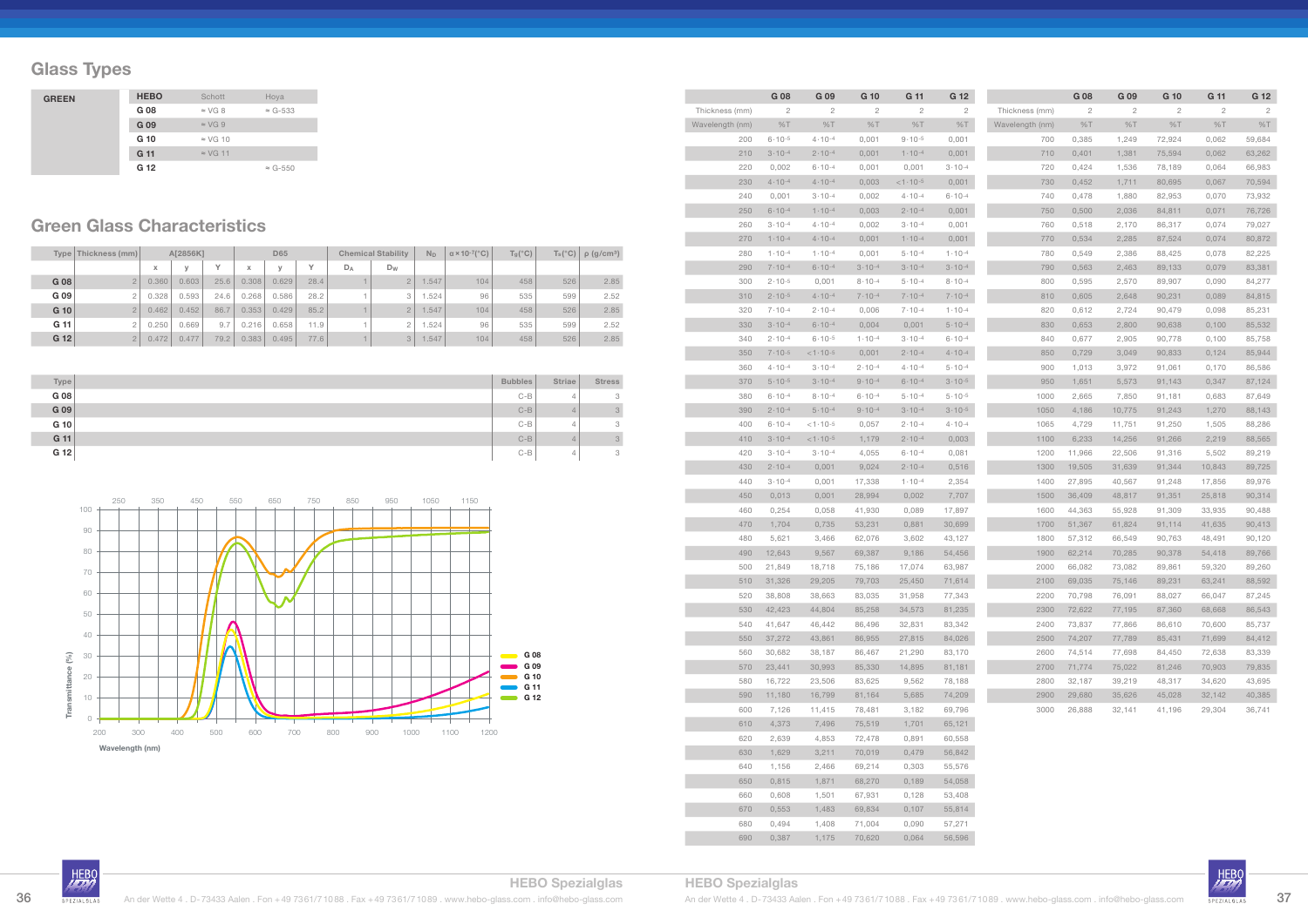## Glass Types

| GREEN | HEBO | Schott | Hoya |
|---|---|---|---|
| | G 08 | ≈ VG 8 | ≈ G-533 |
| | G 09 | ≈ VG 9 | |
| | G 10 | ≈ VG 10 | |
| | G 11 | ≈ VG 11 | |
| | G 12 | | ≈ G-550 |

## Green Glass Characteristics

| Type | Thickness (mm) | A[2856K] | | | D65 | | | Chemical Stability | | $N_D$ | $\alpha \times 10^{-7}$(°C) | $T_g$(°C) | $T_a$(°C) | ρ (g/cm³) |
|---|---|---|---|---|---|---|---|---|---|---|---|---|---|---|
| | | x | y | Y | x | y | Y | $D_A$ | $D_W$ | | | | | |
| G 08 | 2 | 0.360 | 0.603 | 25.6 | 0.308 | 0.629 | 28.4 | 1 | 2 | 1.547 | 104 | 458 | 526 | 2.85 |
| G 09 | 2 | 0.328 | 0.593 | 24.6 | 0.268 | 0.586 | 28.2 | 1 | 3 | 1.524 | 96 | 535 | 599 | 2.52 |
| G 10 | 2 | 0.462 | 0.452 | 86.7 | 0.353 | 0.429 | 85.2 | 1 | 2 | 1.547 | 104 | 458 | 526 | 2.85 |
| G 11 | 2 | 0.250 | 0.669 | 9.7 | 0.216 | 0.658 | 11.9 | 1 | 2 | 1.524 | 96 | 535 | 599 | 2.52 |
| G 12 | 2 | 0.472 | 0.477 | 79.2 | 0.383 | 0.495 | 77.6 | 1 | 3 | 1.547 | 104 | 458 | 526 | 2.85 |

| Type | Bubbles | Striae | Stress |
|---|---|---|---|
| G 08 | C-B | 4 | 3 |
| G 09 | C-B | 4 | 3 |
| G 10 | C-B | 4 | 3 |
| G 11 | C-B | 4 | 3 |
| G 12 | C-B | 4 | 3 |

250 350 450 550 650 750 850 950 1050 1150

100 90 80 70 60 50 40 30 20 10 0

Transmittance (%)

200 300 400 500 600 700 800 900 1000 1100 1200

Wavelength (nm)

G 08
G 09
G 10
G 11
G 12

| | G 08 | G 09 | G 10 | G 11 | G 12 |
|---|---|---|---|---|---|
| Thickness (mm) | 2 | 2 | 2 | 2 | 2 |
| Wavelength (nm) | %T | %T | %T | %T | %T |
| 200 | $6\cdot10^{-5}$ | $4\cdot10^{-4}$ | 0,001 | $9\cdot10^{-5}$ | 0,001 |
| 210 | $3\cdot10^{-4}$ | $2\cdot10^{-4}$ | 0,001 | $1\cdot10^{-4}$ | 0,001 |
| 220 | 0,002 | $6\cdot10^{-4}$ | 0,001 | 0,001 | $3\cdot10^{-4}$ |
| 230 | $4\cdot10^{-4}$ | $4\cdot10^{-4}$ | 0,003 | $<1\cdot10^{-5}$ | 0,001 |
| 240 | 0,001 | $3\cdot10^{-4}$ | 0,002 | $4\cdot10^{-4}$ | $6\cdot10^{-4}$ |
| 250 | $6\cdot10^{-4}$ | $1\cdot10^{-4}$ | 0,003 | $2\cdot10^{-4}$ | 0,001 |
| 260 | $3\cdot10^{-4}$ | $4\cdot10^{-4}$ | 0,002 | $3\cdot10^{-4}$ | 0,001 |
| 270 | $1\cdot10^{-4}$ | $4\cdot10^{-4}$ | 0,001 | $1\cdot10^{-4}$ | 0,001 |
| 280 | $1\cdot10^{-4}$ | $1\cdot10^{-4}$ | 0,001 | $5\cdot10^{-4}$ | $1\cdot10^{-4}$ |
| 290 | $7\cdot10^{-4}$ | $6\cdot10^{-4}$ | $3\cdot10^{-4}$ | $3\cdot10^{-4}$ | $3\cdot10^{-4}$ |
| 300 | $2\cdot10^{-5}$ | 0,001 | $8\cdot10^{-4}$ | $5\cdot10^{-4}$ | $8\cdot10^{-4}$ |
| 310 | $2\cdot10^{-5}$ | $4\cdot10^{-4}$ | $7\cdot10^{-4}$ | $7\cdot10^{-4}$ | $7\cdot10^{-4}$ |
| 320 | $7\cdot10^{-4}$ | $2\cdot10^{-4}$ | 0,006 | $7\cdot10^{-4}$ | $1\cdot10^{-4}$ |
| 330 | $3\cdot10^{-4}$ | $6\cdot10^{-4}$ | 0,004 | 0,001 | $5\cdot10^{-4}$ |
| 340 | $2\cdot10^{-4}$ | $6\cdot10^{-5}$ | $1\cdot10^{-4}$ | $3\cdot10^{-4}$ | $6\cdot10^{-4}$ |
| 350 | $7\cdot10^{-5}$ | $<1\cdot10^{-5}$ | 0,001 | $2\cdot10^{-4}$ | $4\cdot10^{-4}$ |
| 360 | $4\cdot10^{-4}$ | $3\cdot10^{-4}$ | $2\cdot10^{-4}$ | $4\cdot10^{-4}$ | $5\cdot10^{-4}$ |
| 370 | $5\cdot10^{-5}$ | $3\cdot10^{-4}$ | $9\cdot10^{-4}$ | $6\cdot10^{-4}$ | $3\cdot10^{-5}$ |
| 380 | $6\cdot10^{-4}$ | $8\cdot10^{-4}$ | $6\cdot10^{-4}$ | $5\cdot10^{-4}$ | $5\cdot10^{-5}$ |
| 390 | $2\cdot10^{-4}$ | $5\cdot10^{-4}$ | $9\cdot10^{-4}$ | $3\cdot10^{-4}$ | $3\cdot10^{-5}$ |
| 400 | $6\cdot10^{-4}$ | $<1\cdot10^{-5}$ | 0,057 | $2\cdot10^{-4}$ | $4\cdot10^{-4}$ |
| 410 | $3\cdot10^{-4}$ | $<1\cdot10^{-5}$ | 1,179 | $2\cdot10^{-4}$ | 0,003 |
| 420 | $3\cdot10^{-4}$ | $3\cdot10^{-4}$ | 4,055 | $6\cdot10^{-4}$ | 0,081 |
| 430 | $2\cdot10^{-4}$ | 0,001 | 9,024 | $2\cdot10^{-4}$ | 0,516 |
| 440 | $3\cdot10^{-4}$ | 0,001 | 17,338 | $1\cdot10^{-4}$ | 2,354 |
| 450 | 0,013 | 0,001 | 28,994 | 0,002 | 7,707 |
| 460 | 0,254 | 0,058 | 41,930 | 0,089 | 17,897 |
| 470 | 1,704 | 0,735 | 53,231 | 0,881 | 30,699 |
| 480 | 5,621 | 3,466 | 62,076 | 3,602 | 43,127 |
| 490 | 12,643 | 9,567 | 69,387 | 9,186 | 54,456 |
| 500 | 21,849 | 18,718 | 75,186 | 17,074 | 63,987 |
| 510 | 31,326 | 29,205 | 79,703 | 25,450 | 71,614 |
| 520 | 38,808 | 38,663 | 83,035 | 31,958 | 77,343 |
| 530 | 42,423 | 44,804 | 85,258 | 34,573 | 81,235 |
| 540 | 41,647 | 46,442 | 86,496 | 32,831 | 83,342 |
| 550 | 37,272 | 43,861 | 86,955 | 27,815 | 84,026 |
| 560 | 30,682 | 38,187 | 86,467 | 21,290 | 83,170 |
| 570 | 23,441 | 30,993 | 85,330 | 14,895 | 81,181 |
| 580 | 16,722 | 23,506 | 83,625 | 9,562 | 78,188 |
| 590 | 11,180 | 16,799 | 81,164 | 5,685 | 74,209 |
| 600 | 7,126 | 11,415 | 78,481 | 3,182 | 69,796 |
| 610 | 4,373 | 7,496 | 75,519 | 1,701 | 65,121 |
| 620 | 2,639 | 4,853 | 72,478 | 0,891 | 60,558 |
| 630 | 1,629 | 3,211 | 70,019 | 0,479 | 56,842 |
| 640 | 1,156 | 2,466 | 69,214 | 0,303 | 55,576 |
| 650 | 0,815 | 1,871 | 68,270 | 0,189 | 54,058 |
| 660 | 0,608 | 1,501 | 67,931 | 0,128 | 53,408 |
| 670 | 0,553 | 1,483 | 69,834 | 0,107 | 55,814 |
| 680 | 0,494 | 1,408 | 71,004 | 0,090 | 57,271 |
| 690 | 0,387 | 1,175 | 70,620 | 0,064 | 56,596 |
| 700 | 0,385 | 1,249 | 72,924 | 0,062 | 59,684 |
| 710 | 0,401 | 1,381 | 75,594 | 0,062 | 63,262 |
| 720 | 0,424 | 1,536 | 78,189 | 0,064 | 66,983 |
| 730 | 0,452 | 1,711 | 80,695 | 0,067 | 70,594 |
| 740 | 0,478 | 1,880 | 82,953 | 0,070 | 73,932 |
| 750 | 0,500 | 2,036 | 84,811 | 0,071 | 76,726 |
| 760 | 0,518 | 2,170 | 86,317 | 0,074 | 79,027 |
| 770 | 0,534 | 2,285 | 87,524 | 0,074 | 80,872 |
| 780 | 0,549 | 2,386 | 88,425 | 0,078 | 82,225 |
| 790 | 0,563 | 2,463 | 89,133 | 0,079 | 83,381 |
| 800 | 0,595 | 2,570 | 89,907 | 0,090 | 84,277 |
| 810 | 0,605 | 2,648 | 90,231 | 0,089 | 84,815 |
| 820 | 0,612 | 2,724 | 90,479 | 0,098 | 85,231 |
| 830 | 0,653 | 2,800 | 90,638 | 0,100 | 85,532 |
| 840 | 0,677 | 2,905 | 90,778 | 0,100 | 85,758 |
| 850 | 0,729 | 3,049 | 90,833 | 0,124 | 85,944 |
| 900 | 1,013 | 3,972 | 91,061 | 0,170 | 86,586 |
| 950 | 1,651 | 5,573 | 91,143 | 0,347 | 87,124 |
| 1000 | 2,665 | 7,850 | 91,181 | 0,683 | 87,649 |
| 1050 | 4,186 | 10,775 | 91,243 | 1,270 | 88,143 |
| 1065 | 4,729 | 11,751 | 91,250 | 1,505 | 88,286 |
| 1100 | 6,233 | 14,256 | 91,266 | 2,219 | 88,565 |
| 1200 | 11,966 | 22,506 | 91,316 | 5,502 | 89,219 |
| 1300 | 19,505 | 31,639 | 91,344 | 10,843 | 89,725 |
| 1400 | 27,895 | 40,567 | 91,248 | 17,856 | 89,976 |
| 1500 | 36,409 | 48,817 | 91,351 | 25,818 | 90,314 |
| 1600 | 44,363 | 55,928 | 91,309 | 33,935 | 90,488 |
| 1700 | 51,367 | 61,824 | 91,114 | 41,635 | 90,413 |
| 1800 | 57,312 | 66,549 | 90,763 | 48,491 | 90,120 |
| 1900 | 62,214 | 70,285 | 90,378 | 54,418 | 89,766 |
| 2000 | 66,082 | 73,082 | 89,861 | 59,320 | 89,260 |
| 2100 | 69,035 | 75,146 | 89,231 | 63,241 | 88,592 |
| 2200 | 70,798 | 76,091 | 88,027 | 66,047 | 87,245 |
| 2300 | 72,622 | 77,195 | 87,360 | 68,668 | 86,543 |
| 2400 | 73,837 | 77,866 | 86,610 | 70,600 | 85,737 |
| 2500 | 74,207 | 77,789 | 85,431 | 71,699 | 84,412 |
| 2600 | 74,514 | 77,698 | 84,450 | 72,638 | 83,339 |
| 2700 | 71,774 | 75,022 | 81,246 | 70,903 | 79,835 |
| 2800 | 32,187 | 39,219 | 48,317 | 34,620 | 43,695 |
| 2900 | 29,680 | 35,626 | 45,028 | 32,142 | 40,385 |
| 3000 | 26,888 | 32,141 | 41,196 | 29,304 | 36,741 |